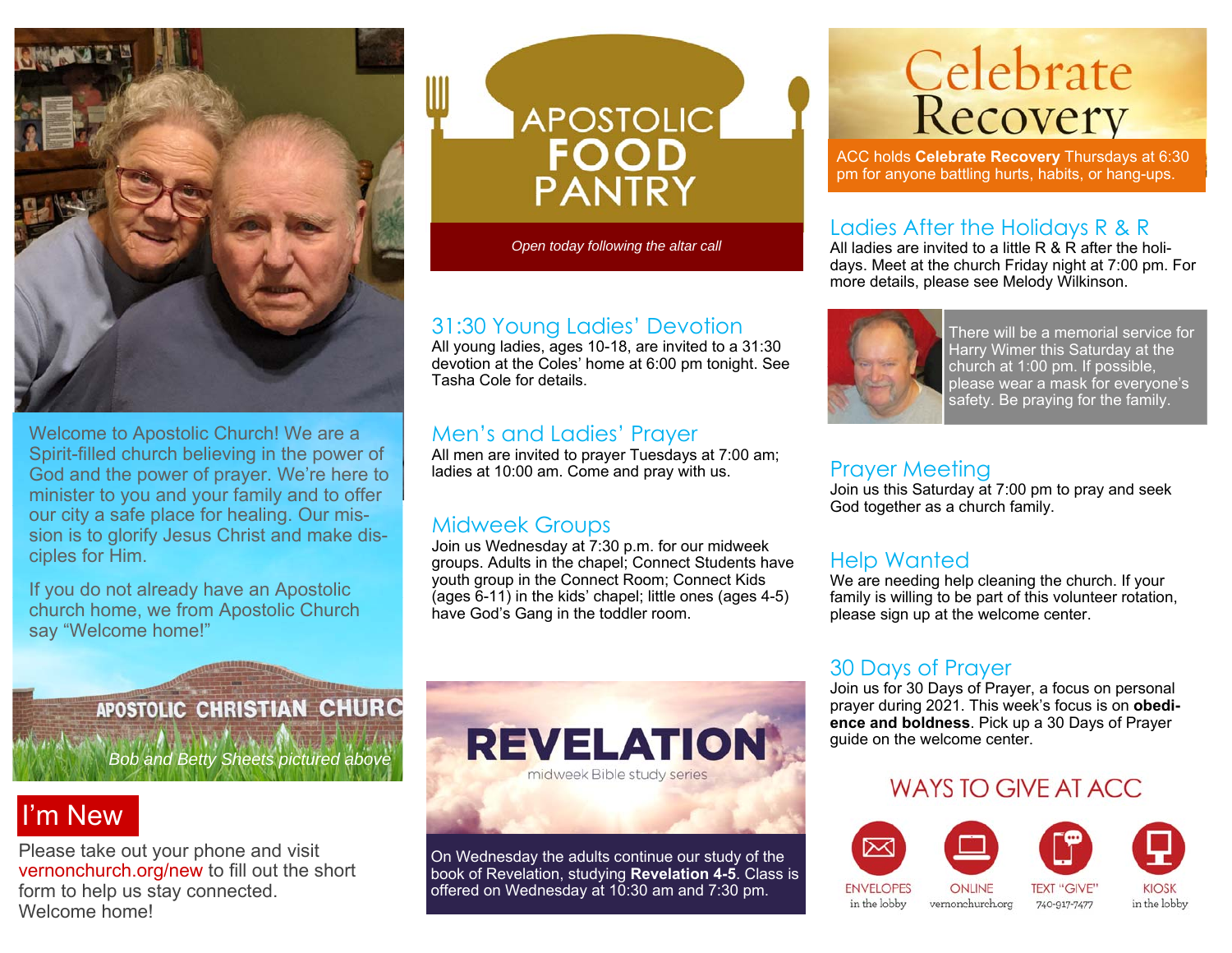Welcome to Apostolic Church! We are a Spirit-filled church believing in the power of God and the power of prayer. We're here to minister to you and your family and to offer our city a safe place for healing. Our mission is to glorify Jesus Christ and make disciples for Him.

If you do not already have an Apostolic church home, we from Apostolic Church say "Welcome home!"

APOSTOLIC CHRISTIAN CHURC

*Bob and Betty Sheets pictured above*

## I'm New

Please take out your phone and visit vernonchurch.org/new to fill out the short form to help us stay connected. Welcome home!

# APOSTOLIC FOOD PANTRY

*Open today following the altar call*

## 31:30 Young Ladies' Devotion

All young ladies, ages 10-18, are invited to a 31:30 devotion at the Coles' home at 6:00 pm tonight. See Tasha Cole for details.

## Men's and Ladies' Prayer

All men are invited to prayer Tuesdays at 7:00 am; ladies at 10:00 am. Come and pray with us.

## Midweek Groups

Join us Wednesday at 7:30 p.m. for our midweek groups. Adults in the chapel; Connect Students have youth group in the Connect Room; Connect Kids (ages 6-11) in the kids' chapel; little ones (ages 4-5) have God's Gang in the toddler room.

## REVELATION

midweek Bible study series

On Wednesday the adults continue our study of the book of Revelation, studying **Revelation 4-5**. Class is offered on Wednesday at 10:30 am and 7:30 pm.

## Celebrate Recovery

ACC holds **Celebrate Recovery** Thursdays at 6:30 pm for anyone battling hurts, habits, or hang-ups.

## Ladies After the Holidays R & R

All ladies are invited to a little R & R after the holidays. Meet at the church Friday night at 7:00 pm. For more details, please see Melody Wilkinson.

There will be a memorial service for Harry Wimer this Saturday at the church at 1:00 pm. If possible, please wear a mask for everyone's safety. Be praying for the family.

## Prayer Meeting

Join us this Saturday at 7:00 pm to pray and seek God together as a church family.

## Help Wanted

We are needing help cleaning the church. If your family is willing to be part of this volunteer rotation, please sign up at the welcome center.

## 30 Days of Prayer

Join us for 30 Days of Prayer, a focus on personal prayer during 2021. This week's focus is on **obedience and boldness**. Pick up a 30 Days of Prayer guide on the welcome center.

## WAYS TO GIVE AT ACC

- ENVELOPES – in the lobby
- ONLINE – vernonchurch.org
- TEXT "GIVE" – 740-917-7477
- KIOSK – in the lobby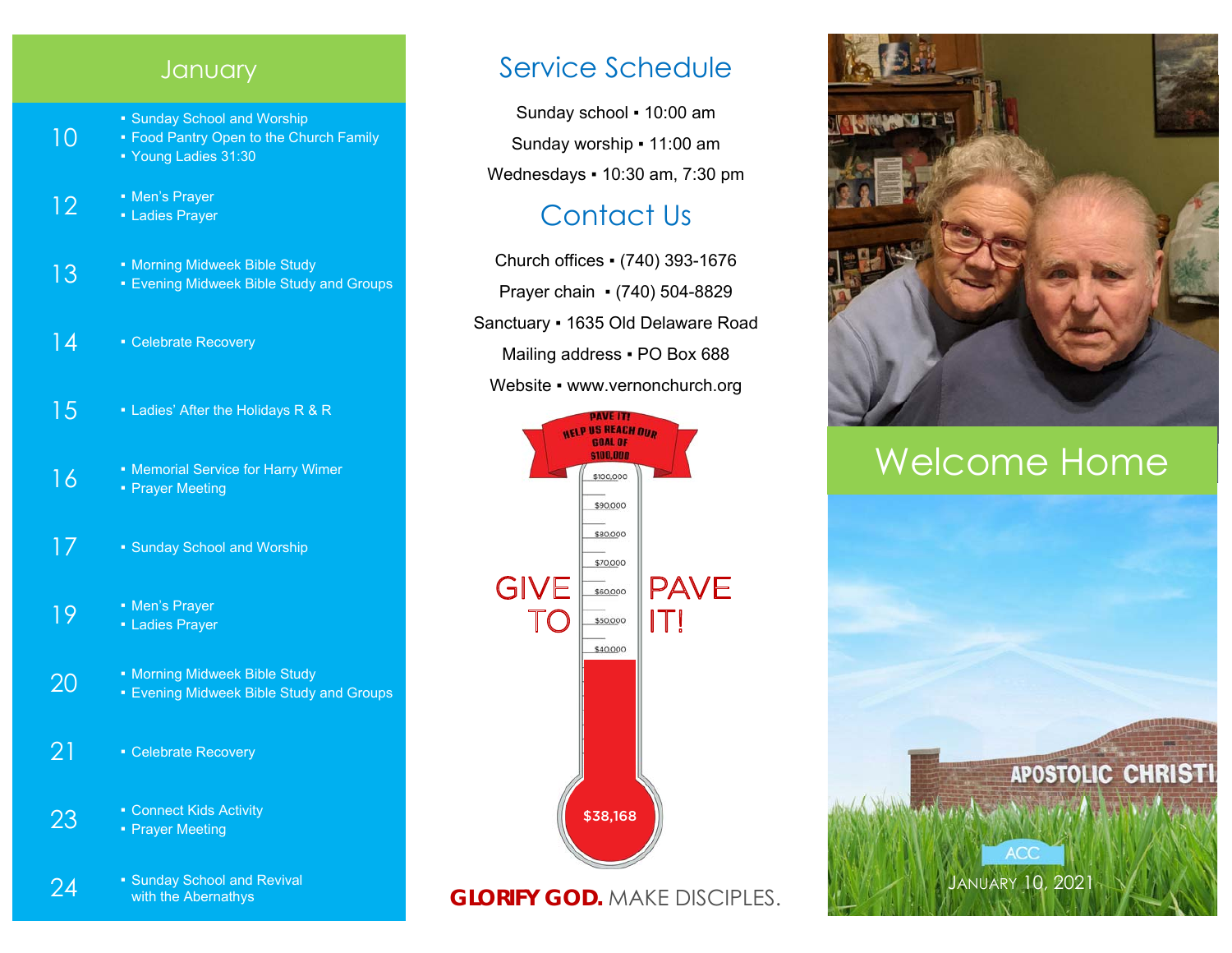## January

**10**
- Sunday School and Worship
- Food Pantry Open to the Church Family
- Young Ladies 31:30

**12**
- Men's Prayer
- Ladies Prayer

**13**
- Morning Midweek Bible Study
- Evening Midweek Bible Study and Groups

**14**
- Celebrate Recovery

**15**
- Ladies' After the Holidays R & R

**16**
- Memorial Service for Harry Wimer
- Prayer Meeting

**17**
- Sunday School and Worship

**19**
- Men's Prayer
- Ladies Prayer

**20**
- Morning Midweek Bible Study
- Evening Midweek Bible Study and Groups

**21**
- Celebrate Recovery

**23**
- Connect Kids Activity
- Prayer Meeting

**24**
- Sunday School and Revival with the Abernathys

## Service Schedule

Sunday school ▪ 10:00 am

Sunday worship ▪ 11:00 am

Wednesdays ▪ 10:30 am, 7:30 pm

## Contact Us

Church offices ▪ (740) 393-1676

Prayer chain ▪ (740) 504-8829

Sanctuary ▪ 1635 Old Delaware Road

Mailing address ▪ PO Box 688

Website ▪ www.vernonchurch.org

PAVE IT! HELP US REACH OUR GOAL OF $100,000

$100,000
$90,000
$80,000
$70,000
$60,000
$50,000
$40,000
$38,168

GIVE TO PAVE IT!

**GLORIFY GOD.** MAKE DISCIPLES.

# Welcome Home

APOSTOLIC CHRISTI

ACC

JANUARY 10, 2021